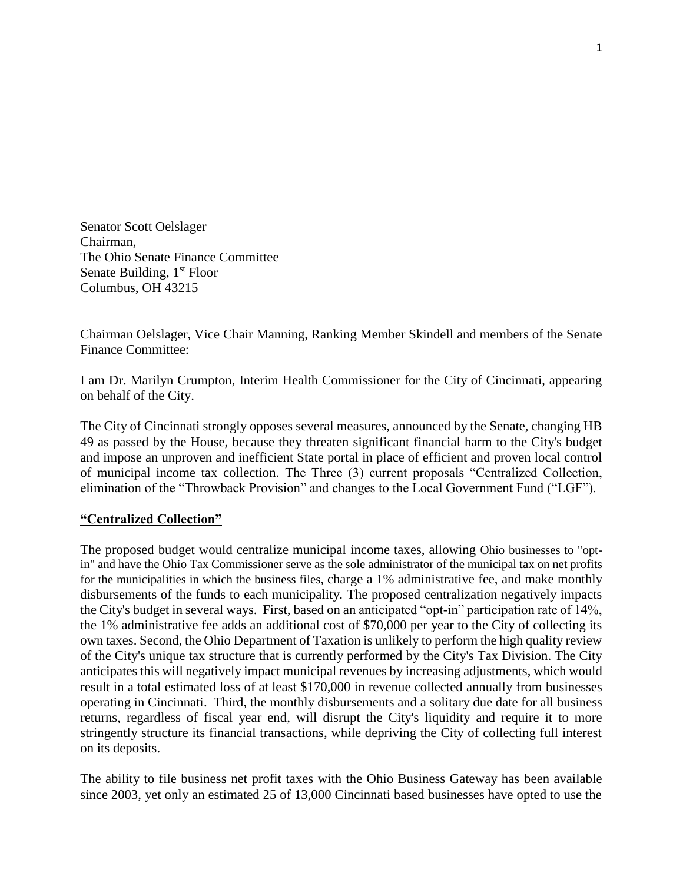Senator Scott Oelslager  
Chairman,  
The Ohio Senate Finance Committee  
Senate Building, 1st Floor  
Columbus, OH 43215

Chairman Oelslager, Vice Chair Manning, Ranking Member Skindell and members of the Senate Finance Committee:

I am Dr. Marilyn Crumpton, Interim Health Commissioner for the City of Cincinnati, appearing on behalf of the City.

The City of Cincinnati strongly opposes several measures, announced by the Senate, changing HB 49 as passed by the House, because they threaten significant financial harm to the City's budget and impose an unproven and inefficient State portal in place of efficient and proven local control of municipal income tax collection. The Three (3) current proposals "Centralized Collection, elimination of the "Throwback Provision" and changes to the Local Government Fund ("LGF").

**"Centralized Collection"**

The proposed budget would centralize municipal income taxes, allowing Ohio businesses to "opt-in" and have the Ohio Tax Commissioner serve as the sole administrator of the municipal tax on net profits for the municipalities in which the business files, charge a 1% administrative fee, and make monthly disbursements of the funds to each municipality. The proposed centralization negatively impacts the City's budget in several ways. First, based on an anticipated "opt-in" participation rate of 14%, the 1% administrative fee adds an additional cost of $70,000 per year to the City of collecting its own taxes. Second, the Ohio Department of Taxation is unlikely to perform the high quality review of the City's unique tax structure that is currently performed by the City's Tax Division. The City anticipates this will negatively impact municipal revenues by increasing adjustments, which would result in a total estimated loss of at least $170,000 in revenue collected annually from businesses operating in Cincinnati. Third, the monthly disbursements and a solitary due date for all business returns, regardless of fiscal year end, will disrupt the City's liquidity and require it to more stringently structure its financial transactions, while depriving the City of collecting full interest on its deposits.

The ability to file business net profit taxes with the Ohio Business Gateway has been available since 2003, yet only an estimated 25 of 13,000 Cincinnati based businesses have opted to use the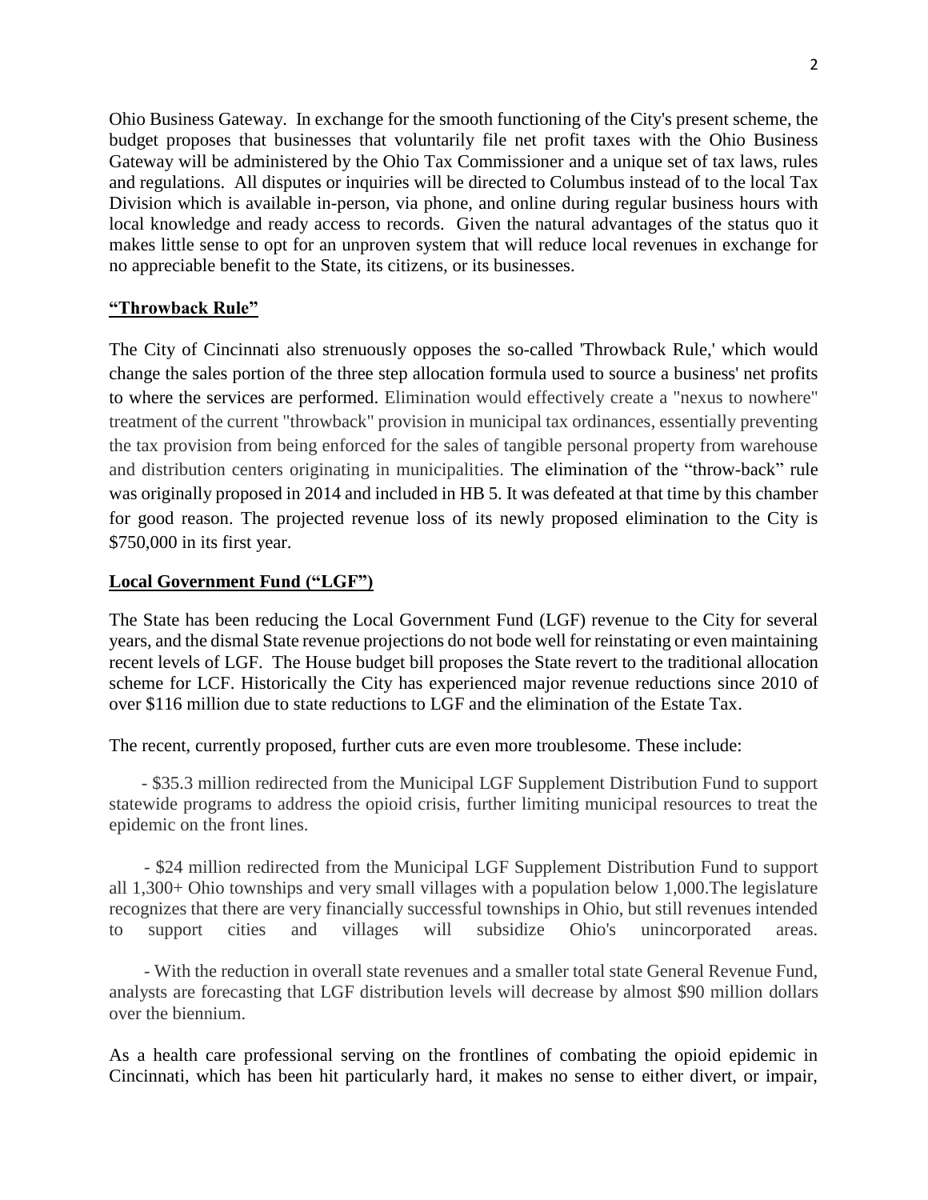Ohio Business Gateway. In exchange for the smooth functioning of the City's present scheme, the budget proposes that businesses that voluntarily file net profit taxes with the Ohio Business Gateway will be administered by the Ohio Tax Commissioner and a unique set of tax laws, rules and regulations. All disputes or inquiries will be directed to Columbus instead of to the local Tax Division which is available in-person, via phone, and online during regular business hours with local knowledge and ready access to records. Given the natural advantages of the status quo it makes little sense to opt for an unproven system that will reduce local revenues in exchange for no appreciable benefit to the State, its citizens, or its businesses.

## "Throwback Rule"

The City of Cincinnati also strenuously opposes the so-called 'Throwback Rule,' which would change the sales portion of the three step allocation formula used to source a business' net profits to where the services are performed. Elimination would effectively create a "nexus to nowhere" treatment of the current "throwback" provision in municipal tax ordinances, essentially preventing the tax provision from being enforced for the sales of tangible personal property from warehouse and distribution centers originating in municipalities. The elimination of the "throw-back" rule was originally proposed in 2014 and included in HB 5. It was defeated at that time by this chamber for good reason. The projected revenue loss of its newly proposed elimination to the City is $750,000 in its first year.

## Local Government Fund ("LGF")

The State has been reducing the Local Government Fund (LGF) revenue to the City for several years, and the dismal State revenue projections do not bode well for reinstating or even maintaining recent levels of LGF. The House budget bill proposes the State revert to the traditional allocation scheme for LCF. Historically the City has experienced major revenue reductions since 2010 of over $116 million due to state reductions to LGF and the elimination of the Estate Tax.

The recent, currently proposed, further cuts are even more troublesome. These include:

- $35.3 million redirected from the Municipal LGF Supplement Distribution Fund to support statewide programs to address the opioid crisis, further limiting municipal resources to treat the epidemic on the front lines.

- $24 million redirected from the Municipal LGF Supplement Distribution Fund to support all 1,300+ Ohio townships and very small villages with a population below 1,000.The legislature recognizes that there are very financially successful townships in Ohio, but still revenues intended to support cities and villages will subsidize Ohio's unincorporated areas.

- With the reduction in overall state revenues and a smaller total state General Revenue Fund, analysts are forecasting that LGF distribution levels will decrease by almost $90 million dollars over the biennium.

As a health care professional serving on the frontlines of combating the opioid epidemic in Cincinnati, which has been hit particularly hard, it makes no sense to either divert, or impair,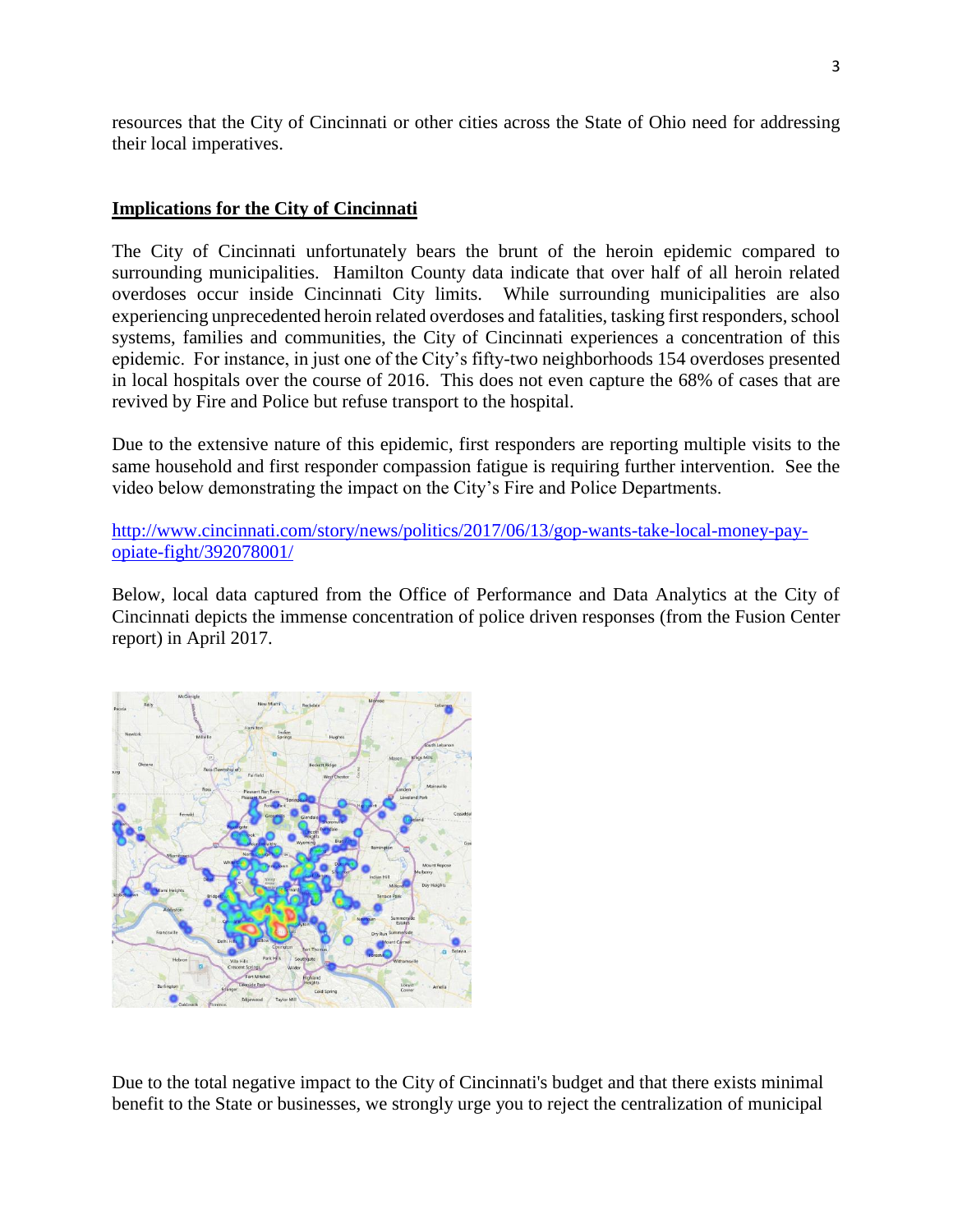resources that the City of Cincinnati or other cities across the State of Ohio need for addressing their local imperatives.

## Implications for the City of Cincinnati

The City of Cincinnati unfortunately bears the brunt of the heroin epidemic compared to surrounding municipalities. Hamilton County data indicate that over half of all heroin related overdoses occur inside Cincinnati City limits. While surrounding municipalities are also experiencing unprecedented heroin related overdoses and fatalities, tasking first responders, school systems, families and communities, the City of Cincinnati experiences a concentration of this epidemic. For instance, in just one of the City's fifty-two neighborhoods 154 overdoses presented in local hospitals over the course of 2016. This does not even capture the 68% of cases that are revived by Fire and Police but refuse transport to the hospital.

Due to the extensive nature of this epidemic, first responders are reporting multiple visits to the same household and first responder compassion fatigue is requiring further intervention. See the video below demonstrating the impact on the City's Fire and Police Departments.

http://www.cincinnati.com/story/news/politics/2017/06/13/gop-wants-take-local-money-pay-opiate-fight/392078001/

Below, local data captured from the Office of Performance and Data Analytics at the City of Cincinnati depicts the immense concentration of police driven responses (from the Fusion Center report) in April 2017.

Due to the total negative impact to the City of Cincinnati's budget and that there exists minimal benefit to the State or businesses, we strongly urge you to reject the centralization of municipal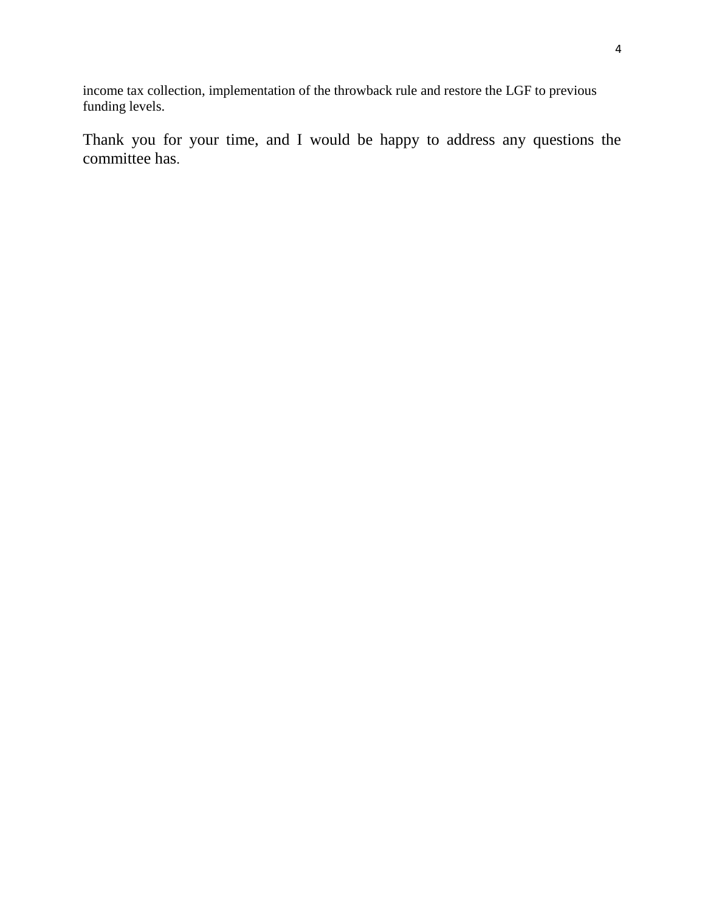income tax collection, implementation of the throwback rule and restore the LGF to previous funding levels.

Thank you for your time, and I would be happy to address any questions the committee has.